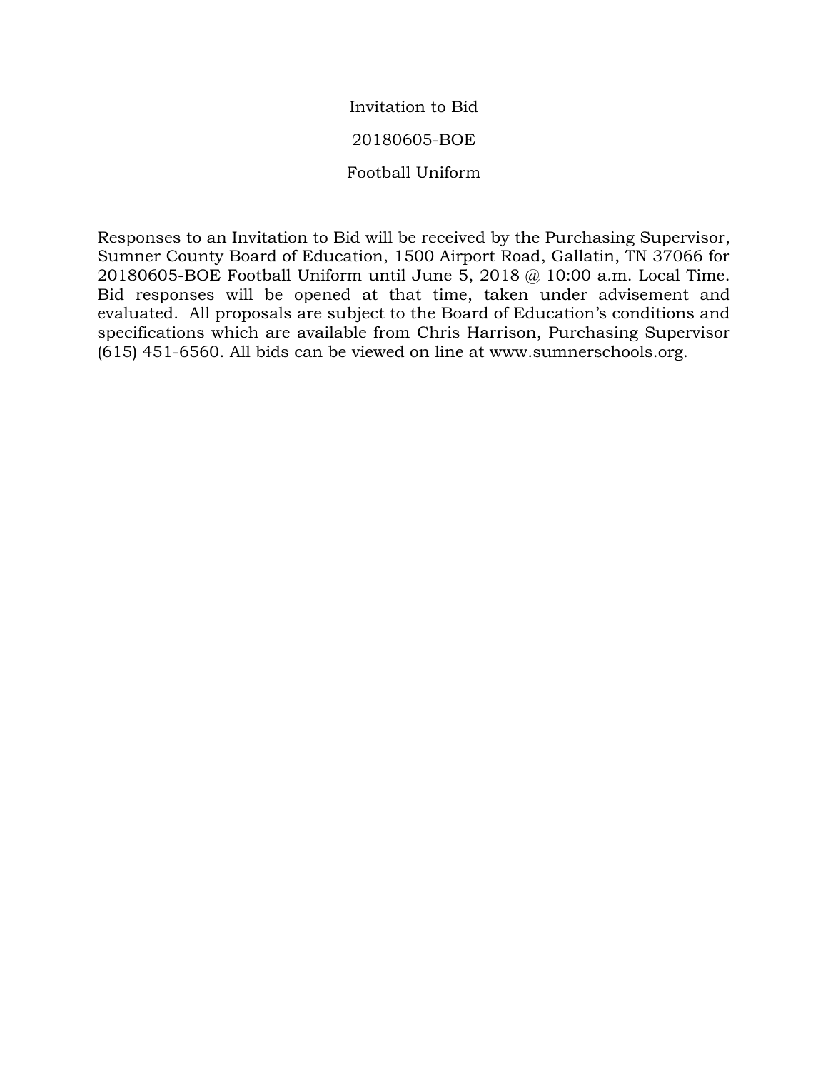# Invitation to Bid

## 20180605-BOE

## Football Uniform

Responses to an Invitation to Bid will be received by the Purchasing Supervisor, Sumner County Board of Education, 1500 Airport Road, Gallatin, TN 37066 for 20180605-BOE Football Uniform until June 5, 2018 @ 10:00 a.m. Local Time. Bid responses will be opened at that time, taken under advisement and evaluated. All proposals are subject to the Board of Education's conditions and specifications which are available from Chris Harrison, Purchasing Supervisor (615) 451-6560. All bids can be viewed on line at www.sumnerschools.org.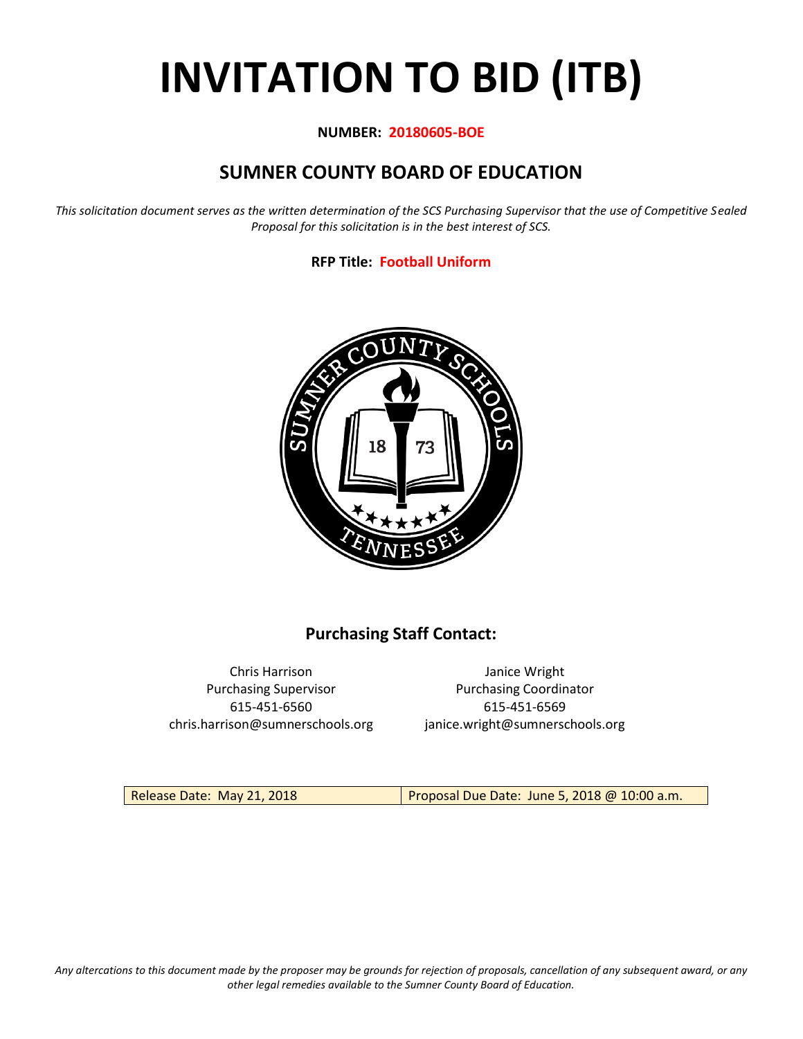# INVITATION TO BID (ITB)

**NUMBER: 20180605-BOE**

## SUMNER COUNTY BOARD OF EDUCATION

*This solicitation document serves as the written determination of the SCS Purchasing Supervisor that the use of Competitive Sealed Proposal for this solicitation is in the best interest of SCS.*

**RFP Title: Football Uniform**

### Purchasing Staff Contact:

Chris Harrison
Purchasing Supervisor
615-451-6560
chris.harrison@sumnerschools.org

Janice Wright
Purchasing Coordinator
615-451-6569
janice.wright@sumnerschools.org

| Release Date: May 21, 2018 | Proposal Due Date: June 5, 2018 @ 10:00 a.m. |
|---|---|

*Any altercations to this document made by the proposer may be grounds for rejection of proposals, cancellation of any subsequent award, or any other legal remedies available to the Sumner County Board of Education.*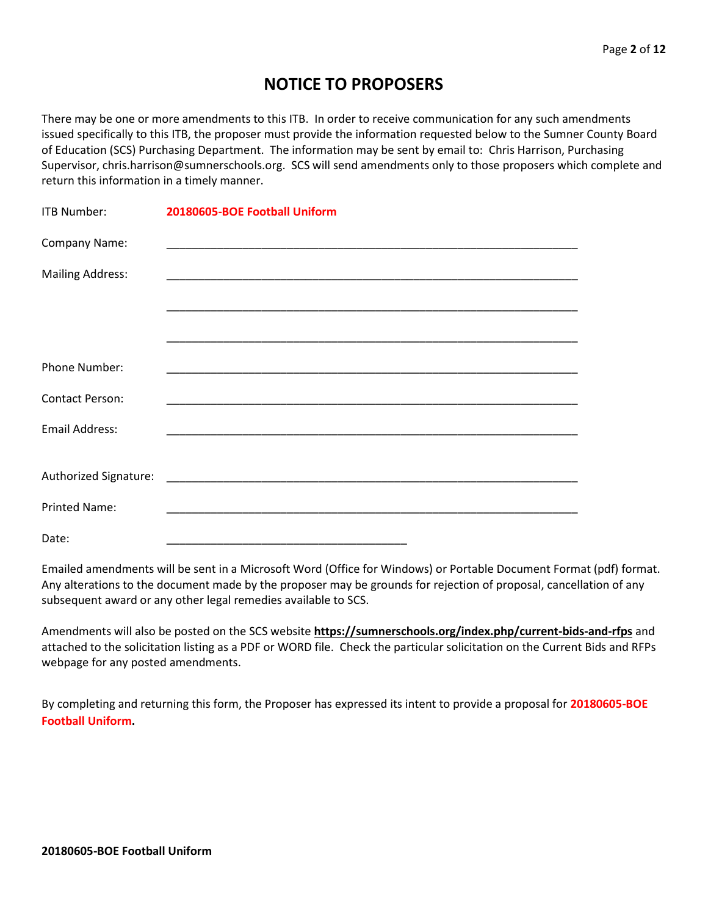# NOTICE TO PROPOSERS

There may be one or more amendments to this ITB. In order to receive communication for any such amendments issued specifically to this ITB, the proposer must provide the information requested below to the Sumner County Board of Education (SCS) Purchasing Department. The information may be sent by email to: Chris Harrison, Purchasing Supervisor, chris.harrison@sumnerschools.org. SCS will send amendments only to those proposers which complete and return this information in a timely manner.

ITB Number: **20180605-BOE Football Uniform**

Company Name: ___________________________________________________________________

Mailing Address: ___________________________________________________________________

___________________________________________________________________

___________________________________________________________________

Phone Number: ___________________________________________________________________

Contact Person: ___________________________________________________________________

Email Address: ___________________________________________________________________

Authorized Signature: ___________________________________________________________________

Printed Name: ___________________________________________________________________

Date: _______________________________________

Emailed amendments will be sent in a Microsoft Word (Office for Windows) or Portable Document Format (pdf) format. Any alterations to the document made by the proposer may be grounds for rejection of proposal, cancellation of any subsequent award or any other legal remedies available to SCS.

Amendments will also be posted on the SCS website **https://sumnerschools.org/index.php/current-bids-and-rfps** and attached to the solicitation listing as a PDF or WORD file. Check the particular solicitation on the Current Bids and RFPs webpage for any posted amendments.

By completing and returning this form, the Proposer has expressed its intent to provide a proposal for **20180605-BOE Football Uniform.**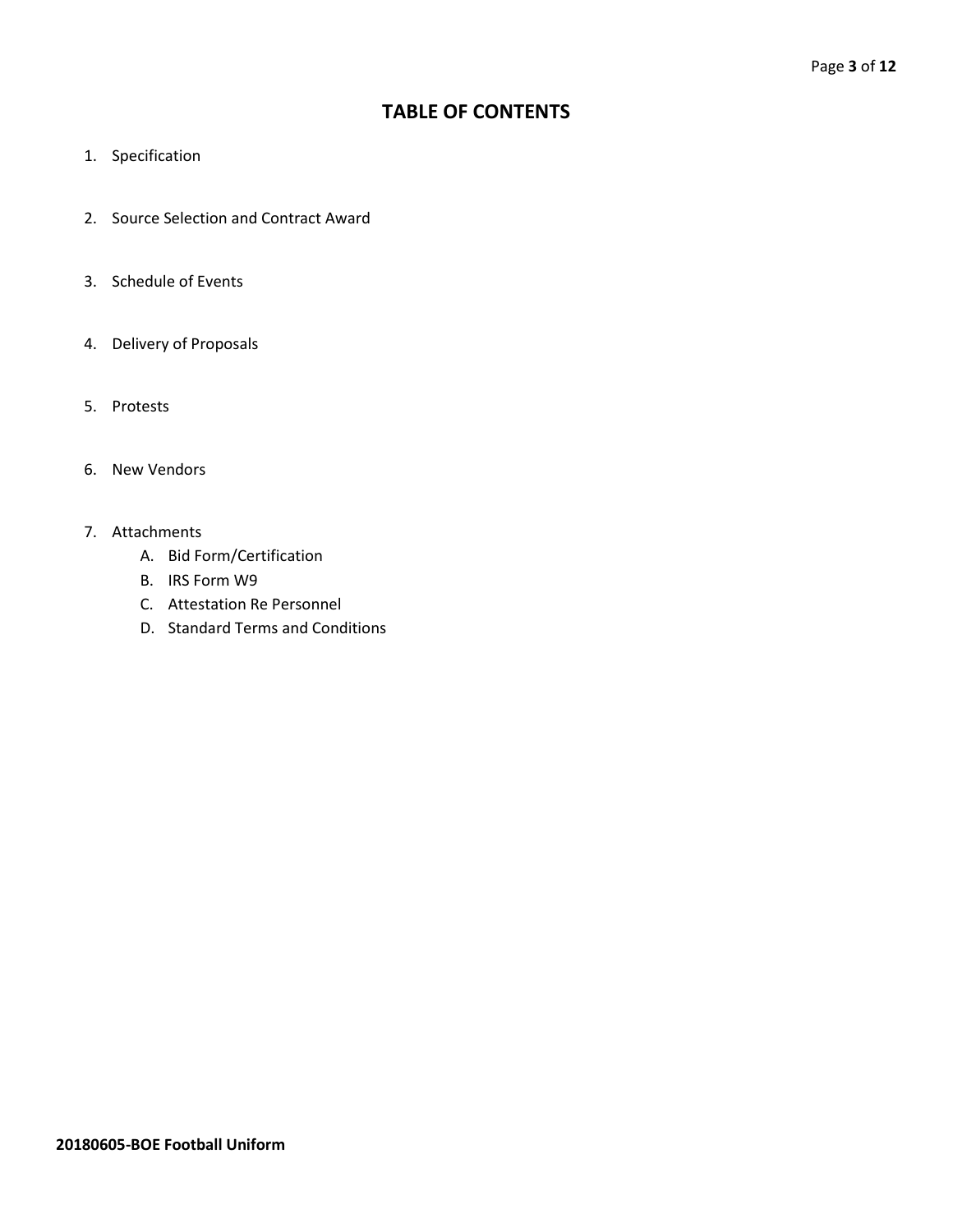# TABLE OF CONTENTS

1. Specification

2. Source Selection and Contract Award

3. Schedule of Events

4. Delivery of Proposals

5. Protests

6. New Vendors

7. Attachments
   A. Bid Form/Certification
   B. IRS Form W9
   C. Attestation Re Personnel
   D. Standard Terms and Conditions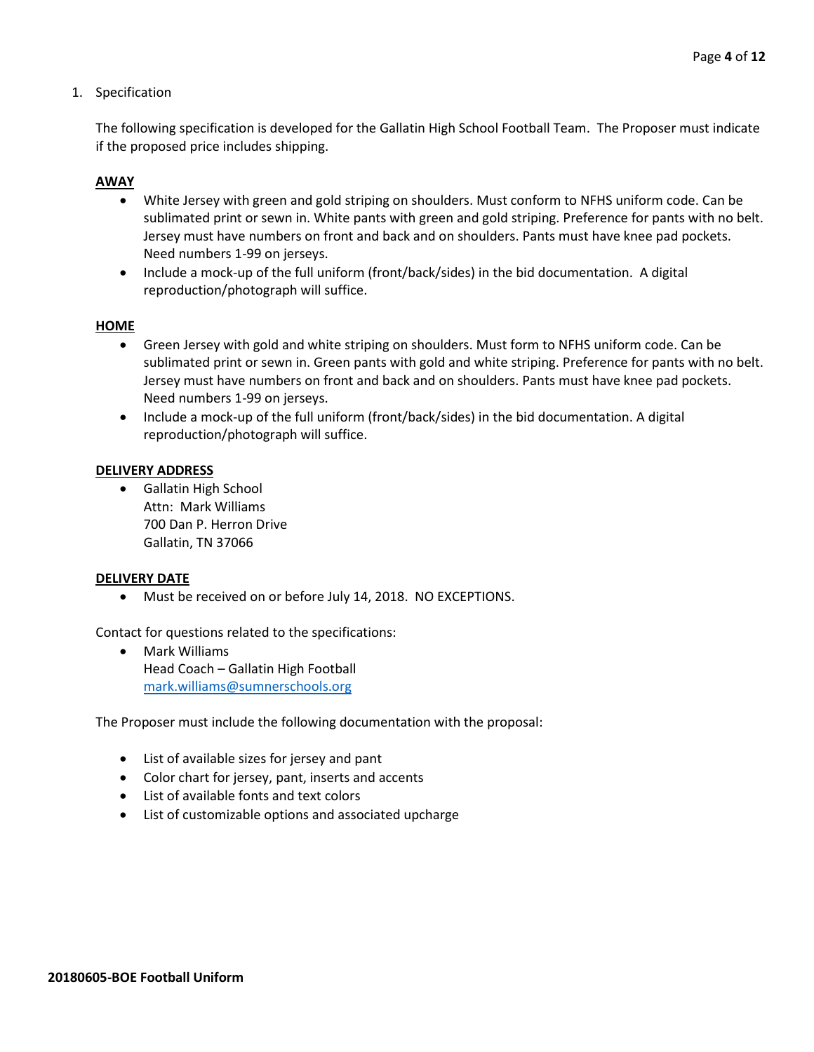1. Specification

The following specification is developed for the Gallatin High School Football Team. The Proposer must indicate if the proposed price includes shipping.

**AWAY**

- White Jersey with green and gold striping on shoulders. Must conform to NFHS uniform code. Can be sublimated print or sewn in. White pants with green and gold striping. Preference for pants with no belt. Jersey must have numbers on front and back and on shoulders. Pants must have knee pad pockets. Need numbers 1-99 on jerseys.
- Include a mock-up of the full uniform (front/back/sides) in the bid documentation. A digital reproduction/photograph will suffice.

**HOME**

- Green Jersey with gold and white striping on shoulders. Must form to NFHS uniform code. Can be sublimated print or sewn in. Green pants with gold and white striping. Preference for pants with no belt. Jersey must have numbers on front and back and on shoulders. Pants must have knee pad pockets. Need numbers 1-99 on jerseys.
- Include a mock-up of the full uniform (front/back/sides) in the bid documentation. A digital reproduction/photograph will suffice.

**DELIVERY ADDRESS**

- Gallatin High School
  Attn: Mark Williams
  700 Dan P. Herron Drive
  Gallatin, TN 37066

**DELIVERY DATE**

- Must be received on or before July 14, 2018. NO EXCEPTIONS.

Contact for questions related to the specifications:

- Mark Williams
  Head Coach – Gallatin High Football
  mark.williams@sumnerschools.org

The Proposer must include the following documentation with the proposal:

- List of available sizes for jersey and pant
- Color chart for jersey, pant, inserts and accents
- List of available fonts and text colors
- List of customizable options and associated upcharge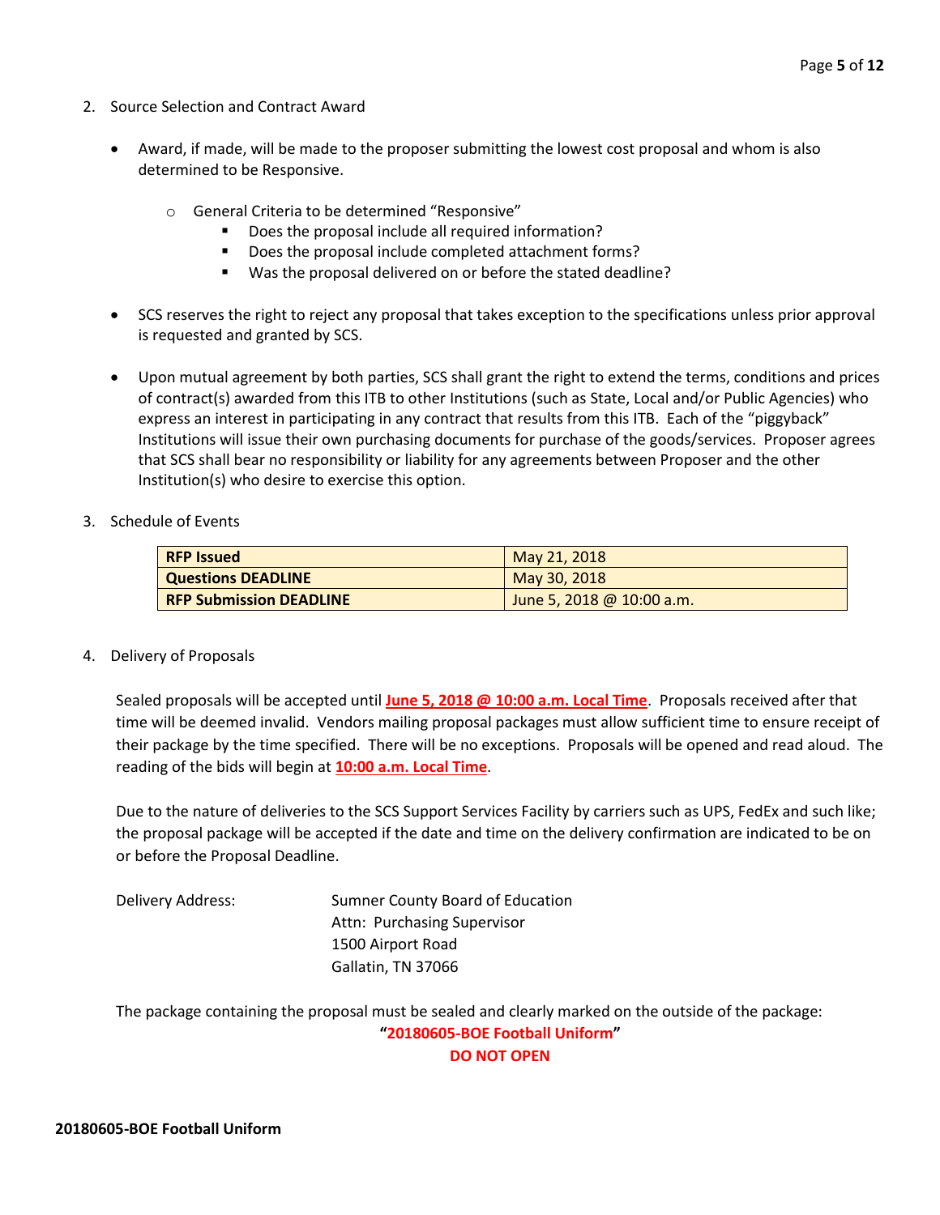2. Source Selection and Contract Award

   - Award, if made, will be made to the proposer submitting the lowest cost proposal and whom is also determined to be Responsive.

     - General Criteria to be determined "Responsive"
       - Does the proposal include all required information?
       - Does the proposal include completed attachment forms?
       - Was the proposal delivered on or before the stated deadline?

   - SCS reserves the right to reject any proposal that takes exception to the specifications unless prior approval is requested and granted by SCS.

   - Upon mutual agreement by both parties, SCS shall grant the right to extend the terms, conditions and prices of contract(s) awarded from this ITB to other Institutions (such as State, Local and/or Public Agencies) who express an interest in participating in any contract that results from this ITB. Each of the "piggyback" Institutions will issue their own purchasing documents for purchase of the goods/services. Proposer agrees that SCS shall bear no responsibility or liability for any agreements between Proposer and the other Institution(s) who desire to exercise this option.

3. Schedule of Events

| | |
|---|---|
| **RFP Issued** | May 21, 2018 |
| **Questions DEADLINE** | May 30, 2018 |
| **RFP Submission DEADLINE** | June 5, 2018 @ 10:00 a.m. |

4. Delivery of Proposals

   Sealed proposals will be accepted until **June 5, 2018 @ 10:00 a.m. Local Time**. Proposals received after that time will be deemed invalid. Vendors mailing proposal packages must allow sufficient time to ensure receipt of their package by the time specified. There will be no exceptions. Proposals will be opened and read aloud. The reading of the bids will begin at **10:00 a.m. Local Time**.

   Due to the nature of deliveries to the SCS Support Services Facility by carriers such as UPS, FedEx and such like; the proposal package will be accepted if the date and time on the delivery confirmation are indicated to be on or before the Proposal Deadline.

   Delivery Address: Sumner County Board of Education
   Attn: Purchasing Supervisor
   1500 Airport Road
   Gallatin, TN 37066

   The package containing the proposal must be sealed and clearly marked on the outside of the package:

   **"20180605-BOE Football Uniform"**

   **DO NOT OPEN**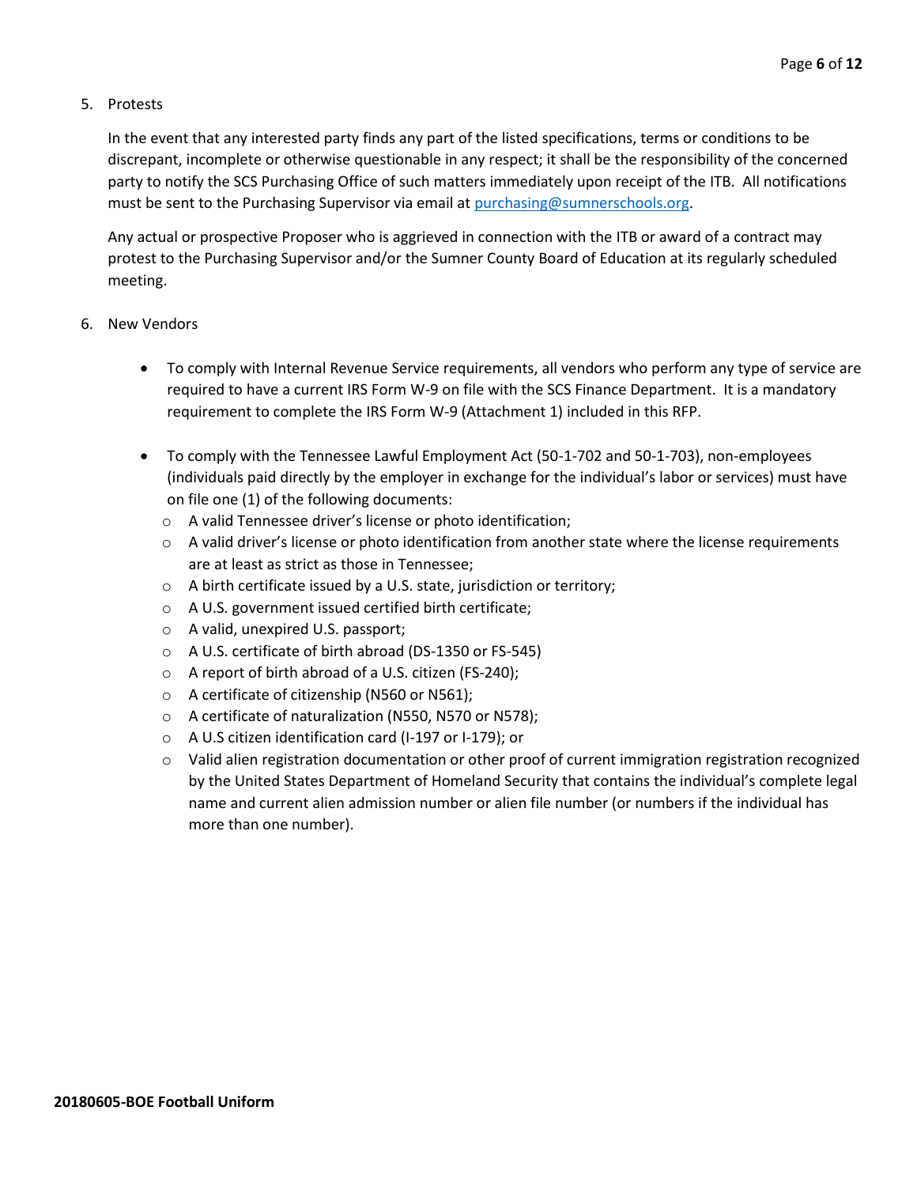5. Protests

   In the event that any interested party finds any part of the listed specifications, terms or conditions to be discrepant, incomplete or otherwise questionable in any respect; it shall be the responsibility of the concerned party to notify the SCS Purchasing Office of such matters immediately upon receipt of the ITB. All notifications must be sent to the Purchasing Supervisor via email at purchasing@sumnerschools.org.

   Any actual or prospective Proposer who is aggrieved in connection with the ITB or award of a contract may protest to the Purchasing Supervisor and/or the Sumner County Board of Education at its regularly scheduled meeting.

6. New Vendors

   - To comply with Internal Revenue Service requirements, all vendors who perform any type of service are required to have a current IRS Form W-9 on file with the SCS Finance Department. It is a mandatory requirement to complete the IRS Form W-9 (Attachment 1) included in this RFP.

   - To comply with the Tennessee Lawful Employment Act (50-1-702 and 50-1-703), non-employees (individuals paid directly by the employer in exchange for the individual's labor or services) must have on file one (1) of the following documents:
     - A valid Tennessee driver's license or photo identification;
     - A valid driver's license or photo identification from another state where the license requirements are at least as strict as those in Tennessee;
     - A birth certificate issued by a U.S. state, jurisdiction or territory;
     - A U.S. government issued certified birth certificate;
     - A valid, unexpired U.S. passport;
     - A U.S. certificate of birth abroad (DS-1350 or FS-545)
     - A report of birth abroad of a U.S. citizen (FS-240);
     - A certificate of citizenship (N560 or N561);
     - A certificate of naturalization (N550, N570 or N578);
     - A U.S citizen identification card (I-197 or I-179); or
     - Valid alien registration documentation or other proof of current immigration registration recognized by the United States Department of Homeland Security that contains the individual's complete legal name and current alien admission number or alien file number (or numbers if the individual has more than one number).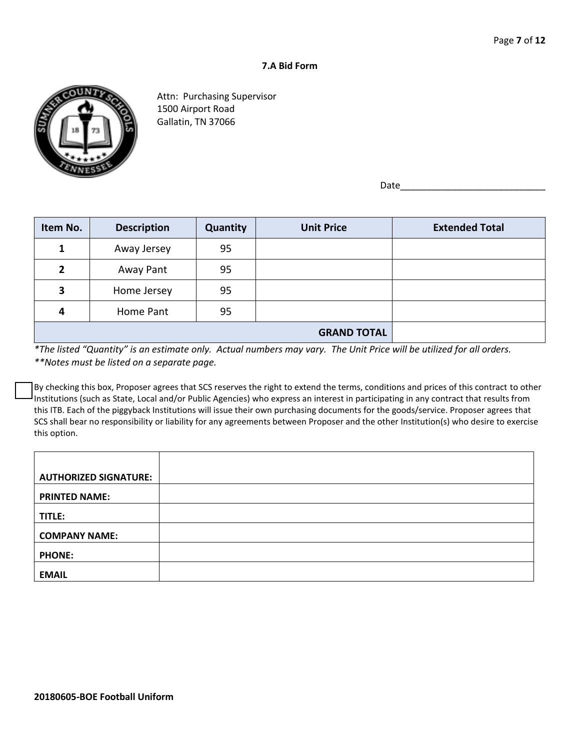## 7.A Bid Form

Attn: Purchasing Supervisor
1500 Airport Road
Gallatin, TN 37066

Date____________________________

| Item No. | Description | Quantity | Unit Price | Extended Total |
|---|---|---|---|---|
| **1** | Away Jersey | 95 | | |
| **2** | Away Pant | 95 | | |
| **3** | Home Jersey | 95 | | |
| **4** | Home Pant | 95 | | |
| | | | **GRAND TOTAL** | |

*\*The listed "Quantity" is an estimate only. Actual numbers may vary. The Unit Price will be utilized for all orders.*
*\*\*Notes must be listed on a separate page.*

☐ By checking this box, Proposer agrees that SCS reserves the right to extend the terms, conditions and prices of this contract to other Institutions (such as State, Local and/or Public Agencies) who express an interest in participating in any contract that results from this ITB. Each of the piggyback Institutions will issue their own purchasing documents for the goods/service. Proposer agrees that SCS shall bear no responsibility or liability for any agreements between Proposer and the other Institution(s) who desire to exercise this option.

| | |
|---|---|
| **AUTHORIZED SIGNATURE:** | |
| **PRINTED NAME:** | |
| **TITLE:** | |
| **COMPANY NAME:** | |
| **PHONE:** | |
| **EMAIL** | |

**20180605-BOE Football Uniform**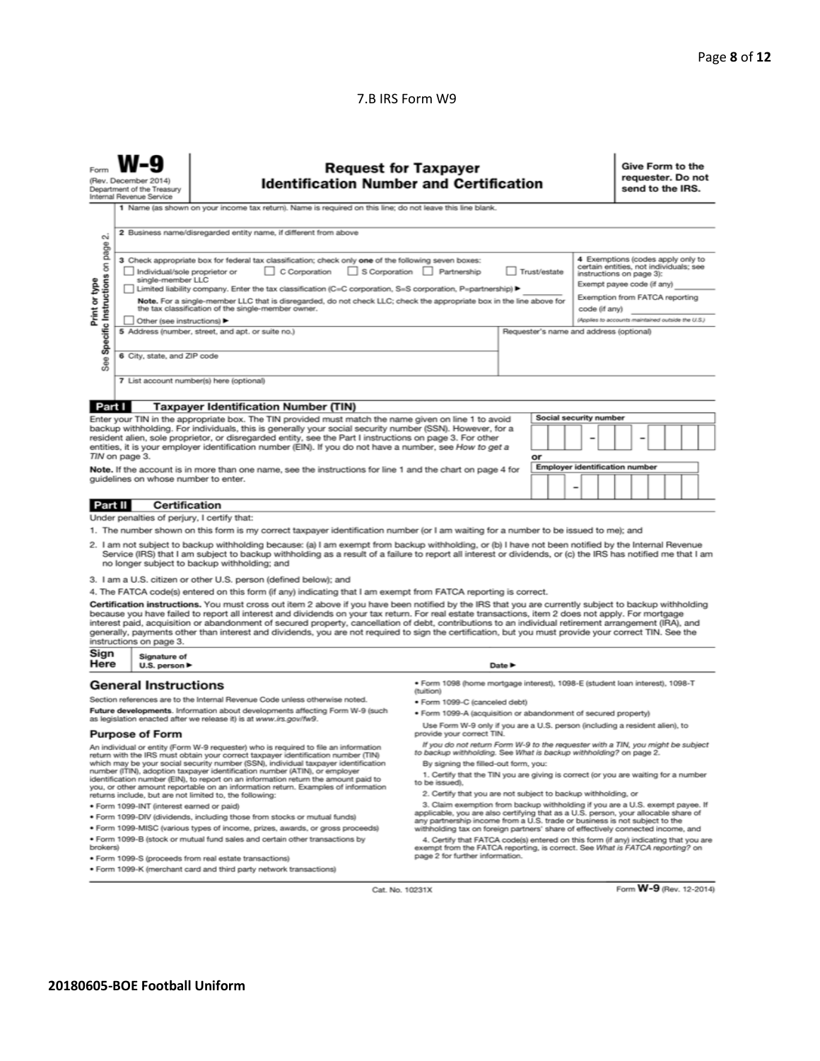7.B IRS Form W9

Form **W-9**
(Rev. December 2014)
Department of the Treasury
Internal Revenue Service

# Request for Taxpayer Identification Number and Certification

**Give Form to the requester. Do not send to the IRS.**

Print or type
See **Specific Instructions** on page 2.

1 Name (as shown on your income tax return). Name is required on this line; do not leave this line blank.

2 Business name/disregarded entity name, if different from above

3 Check appropriate box for federal tax classification; check only **one** of the following seven boxes:
☐ Individual/sole proprietor or single-member LLC ☐ C Corporation ☐ S Corporation ☐ Partnership ☐ Trust/estate
☐ Limited liability company. Enter the tax classification (C=C corporation, S=S corporation, P=partnership) ►
**Note.** For a single-member LLC that is disregarded, do not check LLC; check the appropriate box in the line above for the tax classification of the single-member owner.
☐ Other (see instructions) ►

4 Exemptions (codes apply only to certain entities, not individuals; see instructions on page 3):
Exempt payee code (if any)
Exemption from FATCA reporting code (if any)
*(Applies to accounts maintained outside the U.S.)*

5 Address (number, street, and apt. or suite no.)

Requester's name and address (optional)

6 City, state, and ZIP code

7 List account number(s) here (optional)

## Part I Taxpayer Identification Number (TIN)

Enter your TIN in the appropriate box. The TIN provided must match the name given on line 1 to avoid backup withholding. For individuals, this is generally your social security number (SSN). However, for a resident alien, sole proprietor, or disregarded entity, see the Part I instructions on page 3. For other entities, it is your employer identification number (EIN). If you do not have a number, see *How to get a TIN* on page 3.

**Note.** If the account is in more than one name, see the instructions for line 1 and the chart on page 4 for guidelines on whose number to enter.

**Social security number**

or

**Employer identification number**

## Part II Certification

Under penalties of perjury, I certify that:

1. The number shown on this form is my correct taxpayer identification number (or I am waiting for a number to be issued to me); and
2. I am not subject to backup withholding because: (a) I am exempt from backup withholding, or (b) I have not been notified by the Internal Revenue Service (IRS) that I am subject to backup withholding as a result of a failure to report all interest or dividends, or (c) the IRS has notified me that I am no longer subject to backup withholding; and
3. I am a U.S. citizen or other U.S. person (defined below); and
4. The FATCA code(s) entered on this form (if any) indicating that I am exempt from FATCA reporting is correct.

**Certification instructions.** You must cross out item 2 above if you have been notified by the IRS that you are currently subject to backup withholding because you have failed to report all interest and dividends on your tax return. For real estate transactions, item 2 does not apply. For mortgage interest paid, acquisition or abandonment of secured property, cancellation of debt, contributions to an individual retirement arrangement (IRA), and generally, payments other than interest and dividends, you are not required to sign the certification, but you must provide your correct TIN. See the instructions on page 3.

**Sign Here** Signature of U.S. person ► Date ►

## General Instructions

Section references are to the Internal Revenue Code unless otherwise noted.

**Future developments.** Information about developments affecting Form W-9 (such as legislation enacted after we release it) is at *www.irs.gov/fw9*.

### Purpose of Form

An individual or entity (Form W-9 requester) who is required to file an information return with the IRS must obtain your correct taxpayer identification number (TIN) which may be your social security number (SSN), individual taxpayer identification number (ITIN), adoption taxpayer identification number (ATIN), or employer identification number (EIN), to report on an information return the amount paid to you, or other amount reportable on an information return. Examples of information returns include, but are not limited to, the following:

- Form 1099-INT (interest earned or paid)
- Form 1099-DIV (dividends, including those from stocks or mutual funds)
- Form 1099-MISC (various types of income, prizes, awards, or gross proceeds)
- Form 1099-B (stock or mutual fund sales and certain other transactions by brokers)
- Form 1099-S (proceeds from real estate transactions)
- Form 1099-K (merchant card and third party network transactions)
- Form 1098 (home mortgage interest), 1098-E (student loan interest), 1098-T (tuition)
- Form 1099-C (canceled debt)
- Form 1099-A (acquisition or abandonment of secured property)

Use Form W-9 only if you are a U.S. person (including a resident alien), to provide your correct TIN.

*If you do not return Form W-9 to the requester with a TIN, you might be subject to backup withholding. See What is backup withholding? on page 2.*

By signing the filled-out form, you:

1. Certify that the TIN you are giving is correct (or you are waiting for a number to be issued),
2. Certify that you are not subject to backup withholding, or
3. Claim exemption from backup withholding if you are a U.S. exempt payee. If applicable, you are also certifying that as a U.S. person, your allocable share of any partnership income from a U.S. trade or business is not subject to the withholding tax on foreign partners' share of effectively connected income, and
4. Certify that FATCA code(s) entered on this form (if any) indicating that you are exempt from the FATCA reporting, is correct. See *What is FATCA reporting?* on page 2 for further information.

Cat. No. 10231X Form **W-9** (Rev. 12-2014)

**20180605-BOE Football Uniform**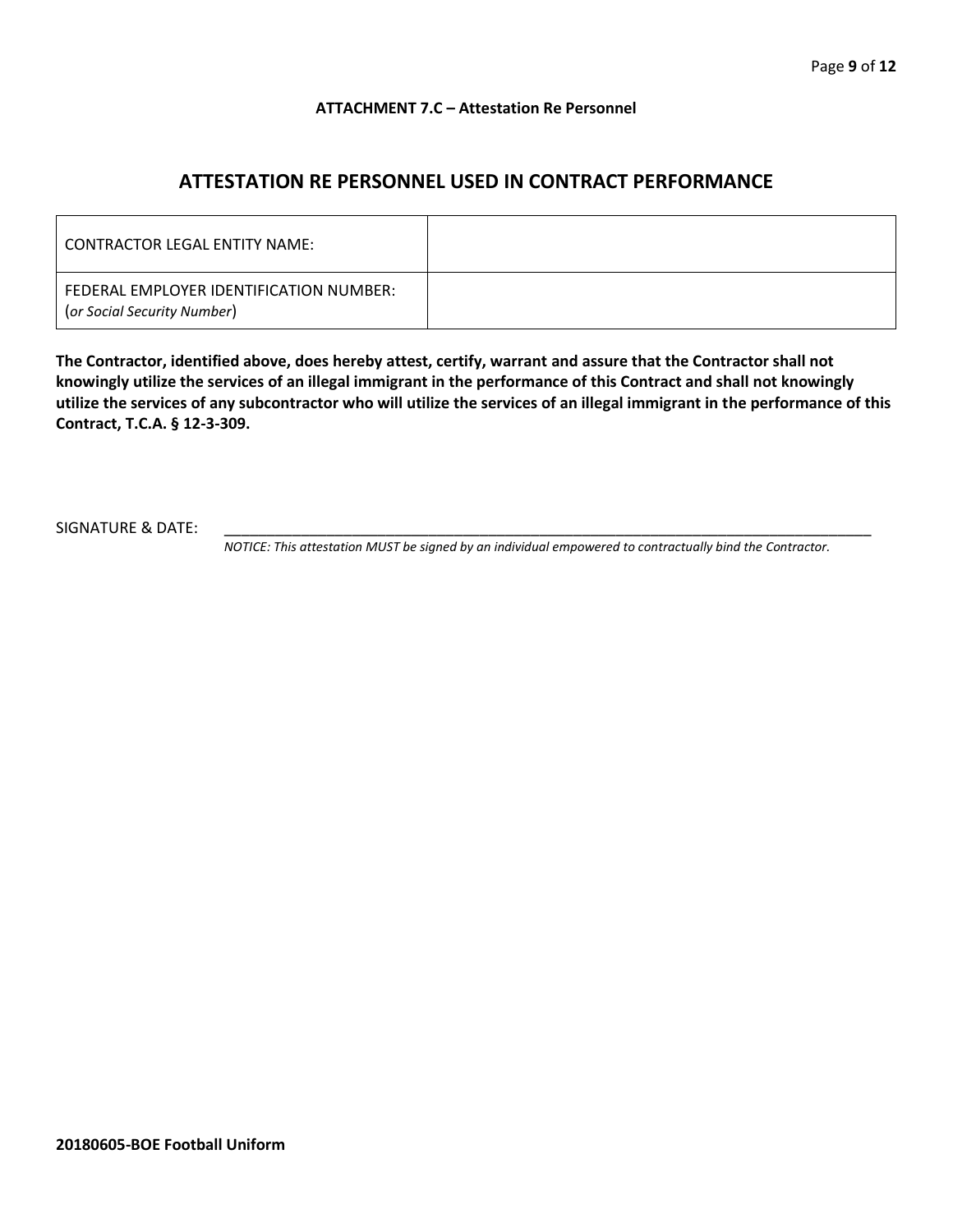**ATTACHMENT 7.C – Attestation Re Personnel**

## ATTESTATION RE PERSONNEL USED IN CONTRACT PERFORMANCE

| CONTRACTOR LEGAL ENTITY NAME: | |
|---|---|
| FEDERAL EMPLOYER IDENTIFICATION NUMBER: (*or Social Security Number*) | |

**The Contractor, identified above, does hereby attest, certify, warrant and assure that the Contractor shall not knowingly utilize the services of an illegal immigrant in the performance of this Contract and shall not knowingly utilize the services of any subcontractor who will utilize the services of an illegal immigrant in the performance of this Contract, T.C.A. § 12-3-309.**

SIGNATURE & DATE: ________________________________________________________________________________

*NOTICE: This attestation MUST be signed by an individual empowered to contractually bind the Contractor.*

**20180605-BOE Football Uniform**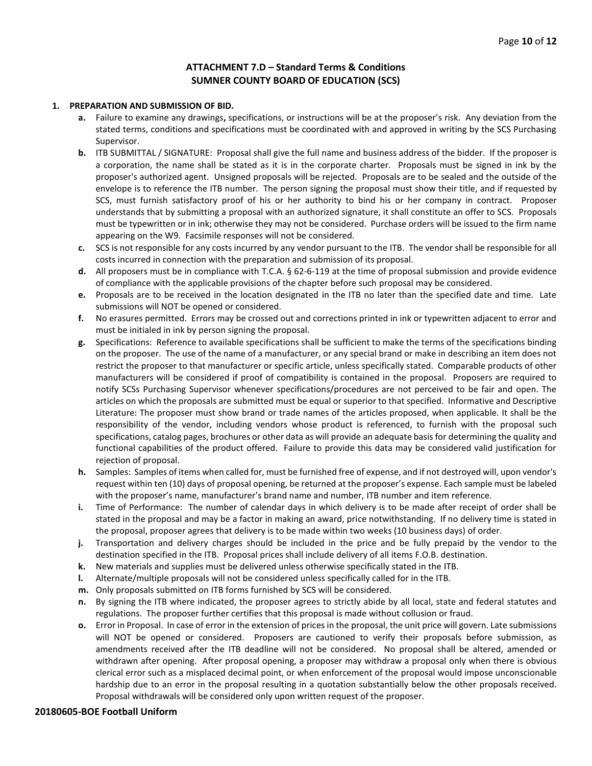## ATTACHMENT 7.D – Standard Terms & Conditions
## SUMNER COUNTY BOARD OF EDUCATION (SCS)

**1. PREPARATION AND SUBMISSION OF BID.**

- **a.** Failure to examine any drawings**,** specifications, or instructions will be at the proposer's risk. Any deviation from the stated terms, conditions and specifications must be coordinated with and approved in writing by the SCS Purchasing Supervisor.
- **b.** ITB SUBMITTAL / SIGNATURE: Proposal shall give the full name and business address of the bidder. If the proposer is a corporation, the name shall be stated as it is in the corporate charter. Proposals must be signed in ink by the proposer's authorized agent. Unsigned proposals will be rejected. Proposals are to be sealed and the outside of the envelope is to reference the ITB number. The person signing the proposal must show their title, and if requested by SCS, must furnish satisfactory proof of his or her authority to bind his or her company in contract. Proposer understands that by submitting a proposal with an authorized signature, it shall constitute an offer to SCS. Proposals must be typewritten or in ink; otherwise they may not be considered. Purchase orders will be issued to the firm name appearing on the W9. Facsimile responses will not be considered.
- **c.** SCS is not responsible for any costs incurred by any vendor pursuant to the ITB. The vendor shall be responsible for all costs incurred in connection with the preparation and submission of its proposal.
- **d.** All proposers must be in compliance with T.C.A. § 62-6-119 at the time of proposal submission and provide evidence of compliance with the applicable provisions of the chapter before such proposal may be considered.
- **e.** Proposals are to be received in the location designated in the ITB no later than the specified date and time. Late submissions will NOT be opened or considered.
- **f.** No erasures permitted. Errors may be crossed out and corrections printed in ink or typewritten adjacent to error and must be initialed in ink by person signing the proposal.
- **g.** Specifications: Reference to available specifications shall be sufficient to make the terms of the specifications binding on the proposer. The use of the name of a manufacturer, or any special brand or make in describing an item does not restrict the proposer to that manufacturer or specific article, unless specifically stated. Comparable products of other manufacturers will be considered if proof of compatibility is contained in the proposal. Proposers are required to notify SCSs Purchasing Supervisor whenever specifications/procedures are not perceived to be fair and open. The articles on which the proposals are submitted must be equal or superior to that specified. Informative and Descriptive Literature: The proposer must show brand or trade names of the articles proposed, when applicable. It shall be the responsibility of the vendor, including vendors whose product is referenced, to furnish with the proposal such specifications, catalog pages, brochures or other data as will provide an adequate basis for determining the quality and functional capabilities of the product offered. Failure to provide this data may be considered valid justification for rejection of proposal.
- **h.** Samples: Samples of items when called for, must be furnished free of expense, and if not destroyed will, upon vendor's request within ten (10) days of proposal opening, be returned at the proposer's expense. Each sample must be labeled with the proposer's name, manufacturer's brand name and number, ITB number and item reference.
- **i.** Time of Performance: The number of calendar days in which delivery is to be made after receipt of order shall be stated in the proposal and may be a factor in making an award, price notwithstanding. If no delivery time is stated in the proposal, proposer agrees that delivery is to be made within two weeks (10 business days) of order.
- **j.** Transportation and delivery charges should be included in the price and be fully prepaid by the vendor to the destination specified in the ITB. Proposal prices shall include delivery of all items F.O.B. destination.
- **k.** New materials and supplies must be delivered unless otherwise specifically stated in the ITB.
- **l.** Alternate/multiple proposals will not be considered unless specifically called for in the ITB.
- **m.** Only proposals submitted on ITB forms furnished by SCS will be considered.
- **n.** By signing the ITB where indicated, the proposer agrees to strictly abide by all local, state and federal statutes and regulations. The proposer further certifies that this proposal is made without collusion or fraud.
- **o.** Error in Proposal. In case of error in the extension of prices in the proposal, the unit price will govern. Late submissions will NOT be opened or considered. Proposers are cautioned to verify their proposals before submission, as amendments received after the ITB deadline will not be considered. No proposal shall be altered, amended or withdrawn after opening. After proposal opening, a proposer may withdraw a proposal only when there is obvious clerical error such as a misplaced decimal point, or when enforcement of the proposal would impose unconscionable hardship due to an error in the proposal resulting in a quotation substantially below the other proposals received. Proposal withdrawals will be considered only upon written request of the proposer.

**20180605-BOE Football Uniform**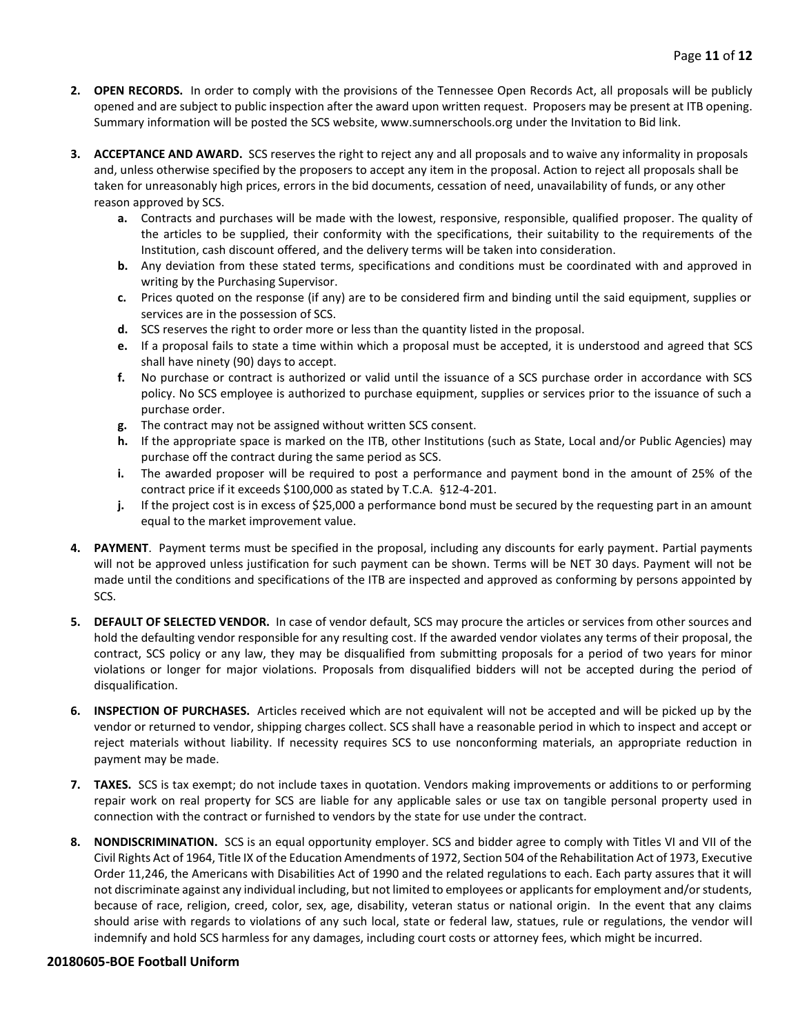2. **OPEN RECORDS.** In order to comply with the provisions of the Tennessee Open Records Act, all proposals will be publicly opened and are subject to public inspection after the award upon written request. Proposers may be present at ITB opening. Summary information will be posted the SCS website, www.sumnerschools.org under the Invitation to Bid link.

3. **ACCEPTANCE AND AWARD.** SCS reserves the right to reject any and all proposals and to waive any informality in proposals and, unless otherwise specified by the proposers to accept any item in the proposal. Action to reject all proposals shall be taken for unreasonably high prices, errors in the bid documents, cessation of need, unavailability of funds, or any other reason approved by SCS.
   - **a.** Contracts and purchases will be made with the lowest, responsive, responsible, qualified proposer. The quality of the articles to be supplied, their conformity with the specifications, their suitability to the requirements of the Institution, cash discount offered, and the delivery terms will be taken into consideration.
   - **b.** Any deviation from these stated terms, specifications and conditions must be coordinated with and approved in writing by the Purchasing Supervisor.
   - **c.** Prices quoted on the response (if any) are to be considered firm and binding until the said equipment, supplies or services are in the possession of SCS.
   - **d.** SCS reserves the right to order more or less than the quantity listed in the proposal.
   - **e.** If a proposal fails to state a time within which a proposal must be accepted, it is understood and agreed that SCS shall have ninety (90) days to accept.
   - **f.** No purchase or contract is authorized or valid until the issuance of a SCS purchase order in accordance with SCS policy. No SCS employee is authorized to purchase equipment, supplies or services prior to the issuance of such a purchase order.
   - **g.** The contract may not be assigned without written SCS consent.
   - **h.** If the appropriate space is marked on the ITB, other Institutions (such as State, Local and/or Public Agencies) may purchase off the contract during the same period as SCS.
   - **i.** The awarded proposer will be required to post a performance and payment bond in the amount of 25% of the contract price if it exceeds $100,000 as stated by T.C.A. §12-4-201.
   - **j.** If the project cost is in excess of $25,000 a performance bond must be secured by the requesting part in an amount equal to the market improvement value.

4. **PAYMENT**. Payment terms must be specified in the proposal, including any discounts for early payment. Partial payments will not be approved unless justification for such payment can be shown. Terms will be NET 30 days. Payment will not be made until the conditions and specifications of the ITB are inspected and approved as conforming by persons appointed by SCS.

5. **DEFAULT OF SELECTED VENDOR.** In case of vendor default, SCS may procure the articles or services from other sources and hold the defaulting vendor responsible for any resulting cost. If the awarded vendor violates any terms of their proposal, the contract, SCS policy or any law, they may be disqualified from submitting proposals for a period of two years for minor violations or longer for major violations. Proposals from disqualified bidders will not be accepted during the period of disqualification.

6. **INSPECTION OF PURCHASES.** Articles received which are not equivalent will not be accepted and will be picked up by the vendor or returned to vendor, shipping charges collect. SCS shall have a reasonable period in which to inspect and accept or reject materials without liability. If necessity requires SCS to use nonconforming materials, an appropriate reduction in payment may be made.

7. **TAXES.** SCS is tax exempt; do not include taxes in quotation. Vendors making improvements or additions to or performing repair work on real property for SCS are liable for any applicable sales or use tax on tangible personal property used in connection with the contract or furnished to vendors by the state for use under the contract.

8. **NONDISCRIMINATION.** SCS is an equal opportunity employer. SCS and bidder agree to comply with Titles VI and VII of the Civil Rights Act of 1964, Title IX of the Education Amendments of 1972, Section 504 of the Rehabilitation Act of 1973, Executive Order 11,246, the Americans with Disabilities Act of 1990 and the related regulations to each. Each party assures that it will not discriminate against any individual including, but not limited to employees or applicants for employment and/or students, because of race, religion, creed, color, sex, age, disability, veteran status or national origin. In the event that any claims should arise with regards to violations of any such local, state or federal law, statues, rule or regulations, the vendor will indemnify and hold SCS harmless for any damages, including court costs or attorney fees, which might be incurred.

**20180605-BOE Football Uniform**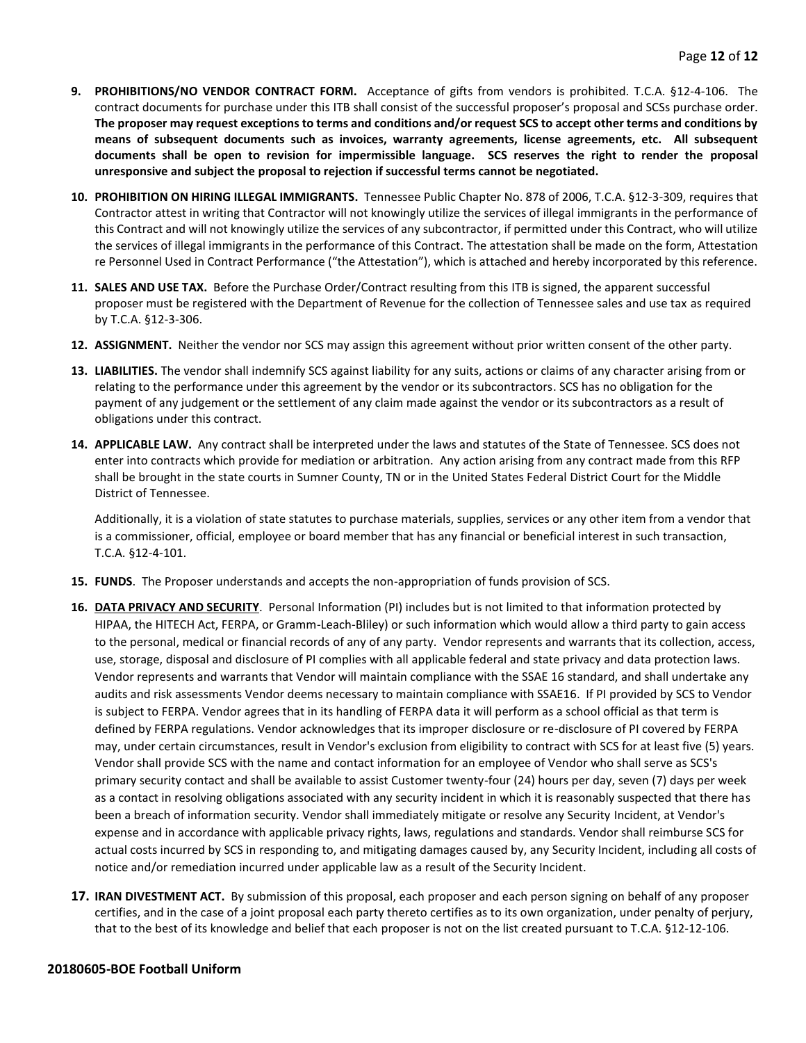9. **PROHIBITIONS/NO VENDOR CONTRACT FORM.** Acceptance of gifts from vendors is prohibited. T.C.A. §12-4-106. The contract documents for purchase under this ITB shall consist of the successful proposer's proposal and SCSs purchase order. **The proposer may request exceptions to terms and conditions and/or request SCS to accept other terms and conditions by means of subsequent documents such as invoices, warranty agreements, license agreements, etc. All subsequent documents shall be open to revision for impermissible language. SCS reserves the right to render the proposal unresponsive and subject the proposal to rejection if successful terms cannot be negotiated.**

10. **PROHIBITION ON HIRING ILLEGAL IMMIGRANTS.** Tennessee Public Chapter No. 878 of 2006, T.C.A. §12-3-309, requires that Contractor attest in writing that Contractor will not knowingly utilize the services of illegal immigrants in the performance of this Contract and will not knowingly utilize the services of any subcontractor, if permitted under this Contract, who will utilize the services of illegal immigrants in the performance of this Contract. The attestation shall be made on the form, Attestation re Personnel Used in Contract Performance ("the Attestation"), which is attached and hereby incorporated by this reference.

11. **SALES AND USE TAX.** Before the Purchase Order/Contract resulting from this ITB is signed, the apparent successful proposer must be registered with the Department of Revenue for the collection of Tennessee sales and use tax as required by T.C.A. §12-3-306.

12. **ASSIGNMENT.** Neither the vendor nor SCS may assign this agreement without prior written consent of the other party.

13. **LIABILITIES.** The vendor shall indemnify SCS against liability for any suits, actions or claims of any character arising from or relating to the performance under this agreement by the vendor or its subcontractors. SCS has no obligation for the payment of any judgement or the settlement of any claim made against the vendor or its subcontractors as a result of obligations under this contract.

14. **APPLICABLE LAW.** Any contract shall be interpreted under the laws and statutes of the State of Tennessee. SCS does not enter into contracts which provide for mediation or arbitration. Any action arising from any contract made from this RFP shall be brought in the state courts in Sumner County, TN or in the United States Federal District Court for the Middle District of Tennessee.

    Additionally, it is a violation of state statutes to purchase materials, supplies, services or any other item from a vendor that is a commissioner, official, employee or board member that has any financial or beneficial interest in such transaction, T.C.A. §12-4-101.

15. **FUNDS**. The Proposer understands and accepts the non-appropriation of funds provision of SCS.

16. **DATA PRIVACY AND SECURITY**. Personal Information (PI) includes but is not limited to that information protected by HIPAA, the HITECH Act, FERPA, or Gramm-Leach-Bliley) or such information which would allow a third party to gain access to the personal, medical or financial records of any of any party. Vendor represents and warrants that its collection, access, use, storage, disposal and disclosure of PI complies with all applicable federal and state privacy and data protection laws. Vendor represents and warrants that Vendor will maintain compliance with the SSAE 16 standard, and shall undertake any audits and risk assessments Vendor deems necessary to maintain compliance with SSAE16. If PI provided by SCS to Vendor is subject to FERPA. Vendor agrees that in its handling of FERPA data it will perform as a school official as that term is defined by FERPA regulations. Vendor acknowledges that its improper disclosure or re-disclosure of PI covered by FERPA may, under certain circumstances, result in Vendor's exclusion from eligibility to contract with SCS for at least five (5) years. Vendor shall provide SCS with the name and contact information for an employee of Vendor who shall serve as SCS's primary security contact and shall be available to assist Customer twenty-four (24) hours per day, seven (7) days per week as a contact in resolving obligations associated with any security incident in which it is reasonably suspected that there has been a breach of information security. Vendor shall immediately mitigate or resolve any Security Incident, at Vendor's expense and in accordance with applicable privacy rights, laws, regulations and standards. Vendor shall reimburse SCS for actual costs incurred by SCS in responding to, and mitigating damages caused by, any Security Incident, including all costs of notice and/or remediation incurred under applicable law as a result of the Security Incident.

17. **IRAN DIVESTMENT ACT.** By submission of this proposal, each proposer and each person signing on behalf of any proposer certifies, and in the case of a joint proposal each party thereto certifies as to its own organization, under penalty of perjury, that to the best of its knowledge and belief that each proposer is not on the list created pursuant to T.C.A. §12-12-106.